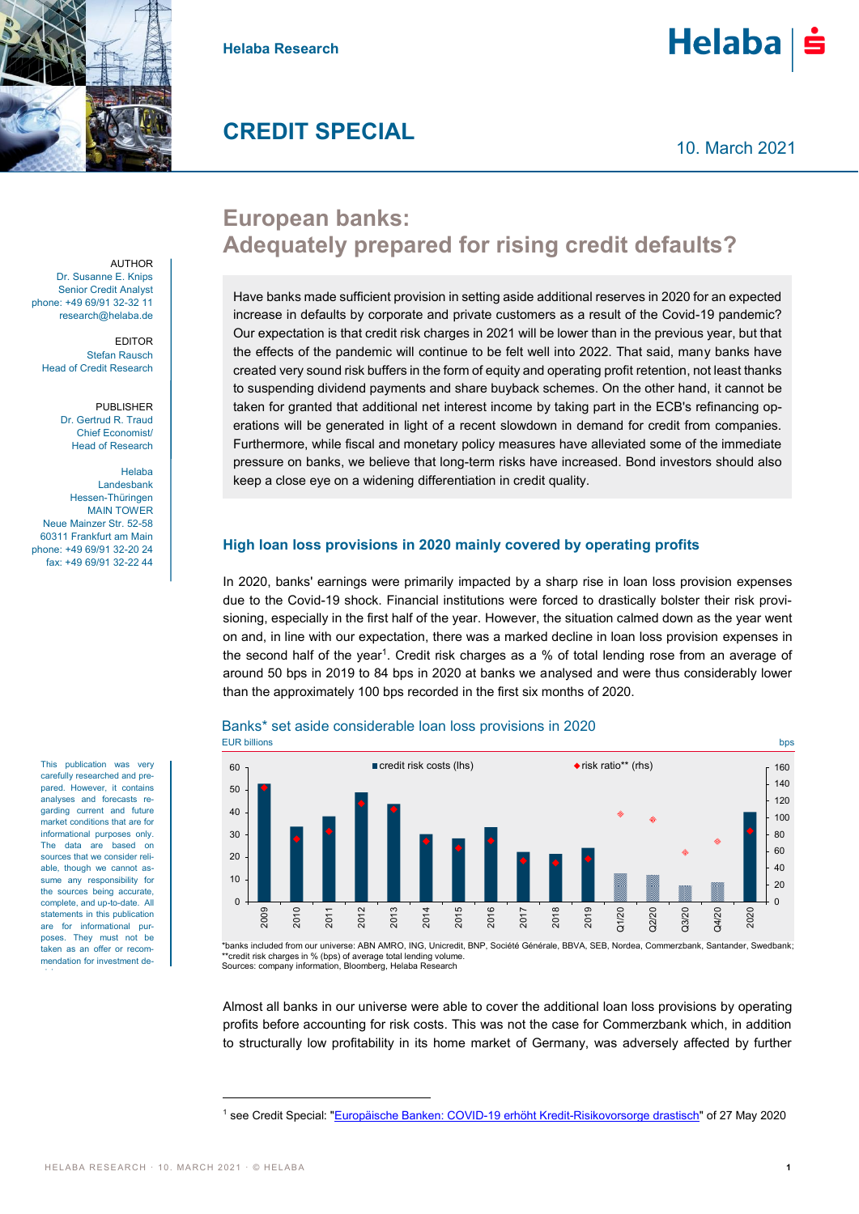Helaba Research

# CREDIT SPECIAL

10. March 2021

## European banks: Adequately prepared for rising credit defaults?

AUTHOR
Dr. Susanne E. Knips
Senior Credit Analyst
phone: +49 69/91 32-32 11
research@helaba.de

EDITOR
Stefan Rausch
Head of Credit Research

PUBLISHER
Dr. Gertrud R. Traud
Chief Economist/
Head of Research

Helaba
Landesbank
Hessen-Thüringen
MAIN TOWER
Neue Mainzer Str. 52-58
60311 Frankfurt am Main
phone: +49 69/91 32-20 24
fax: +49 69/91 32-22 44

Have banks made sufficient provision in setting aside additional reserves in 2020 for an expected increase in defaults by corporate and private customers as a result of the Covid-19 pandemic? Our expectation is that credit risk charges in 2021 will be lower than in the previous year, but that the effects of the pandemic will continue to be felt well into 2022. That said, many banks have created very sound risk buffers in the form of equity and operating profit retention, not least thanks to suspending dividend payments and share buyback schemes. On the other hand, it cannot be taken for granted that additional net interest income by taking part in the ECB's refinancing operations will be generated in light of a recent slowdown in demand for credit from companies. Furthermore, while fiscal and monetary policy measures have alleviated some of the immediate pressure on banks, we believe that long-term risks have increased. Bond investors should also keep a close eye on a widening differentiation in credit quality.

### High loan loss provisions in 2020 mainly covered by operating profits

In 2020, banks' earnings were primarily impacted by a sharp rise in loan loss provision expenses due to the Covid-19 shock. Financial institutions were forced to drastically bolster their risk provisioning, especially in the first half of the year. However, the situation calmed down as the year went on and, in line with our expectation, there was a marked decline in loan loss provision expenses in the second half of the year[1]. Credit risk charges as a % of total lending rose from an average of around 50 bps in 2019 to 84 bps in 2020 at banks we analysed and were thus considerably lower than the approximately 100 bps recorded in the first six months of 2020.

Banks* set aside considerable loan loss provisions in 2020

EUR billions | bps

■ credit risk costs (lhs) ◆ risk ratio** (rhs)

2009, 2010, 2011, 2012, 2013, 2014, 2015, 2016, 2017, 2018, 2019, Q1/20, Q2/20, Q3/20, Q4/20, 2020

*banks included from our universe: ABN AMRO, ING, Unicredit, BNP, Société Générale, BBVA, SEB, Nordea, Commerzbank, Santander, Swedbank;
**credit risk charges in % (bps) of average total lending volume.
Sources: company information, Bloomberg, Helaba Research

Almost all banks in our universe were able to cover the additional loan loss provisions by operating profits before accounting for risk costs. This was not the case for Commerzbank which, in addition to structurally low profitability in its home market of Germany, was adversely affected by further

This publication was very carefully researched and prepared. However, it contains analyses and forecasts regarding current and future market conditions that are for informational purposes only. The data are based on sources that we consider reliable, though we cannot assume any responsibility for the sources being accurate, complete, and up-to-date. All statements in this publication are for informational purposes. They must not be taken as an offer or recommendation for investment de-

[1] see Credit Special: "Europäische Banken: COVID-19 erhöht Kredit-Risikovorsorge drastisch" of 27 May 2020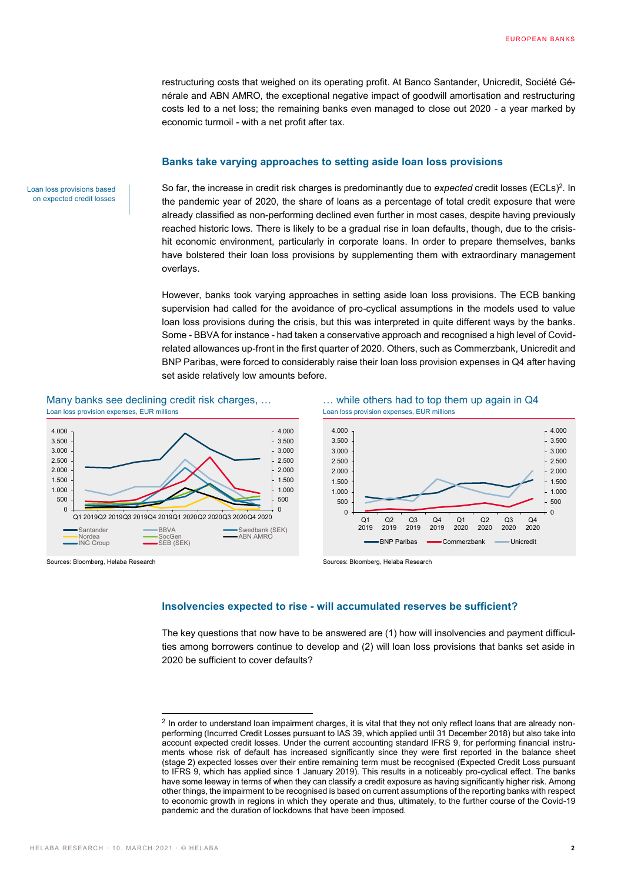restructuring costs that weighed on its operating profit. At Banco Santander, Unicredit, Société Générale and ABN AMRO, the exceptional negative impact of goodwill amortisation and restructuring costs led to a net loss; the remaining banks even managed to close out 2020 - a year marked by economic turmoil - with a net profit after tax.

## Banks take varying approaches to setting aside loan loss provisions

Loan loss provisions based on expected credit losses

So far, the increase in credit risk charges is predominantly due to *expected* credit losses (ECLs)[2]. In the pandemic year of 2020, the share of loans as a percentage of total credit exposure that were already classified as non-performing declined even further in most cases, despite having previously reached historic lows. There is likely to be a gradual rise in loan defaults, though, due to the crisis-hit economic environment, particularly in corporate loans. In order to prepare themselves, banks have bolstered their loan loss provisions by supplementing them with extraordinary management overlays.

However, banks took varying approaches in setting aside loan loss provisions. The ECB banking supervision had called for the avoidance of pro-cyclical assumptions in the models used to value loan loss provisions during the crisis, but this was interpreted in quite different ways by the banks. Some - BBVA for instance - had taken a conservative approach and recognised a high level of Covid-related allowances up-front in the first quarter of 2020. Others, such as Commerzbank, Unicredit and BNP Paribas, were forced to considerably raise their loan loss provision expenses in Q4 after having set aside relatively low amounts before.

Many banks see declining credit risk charges, …
Loan loss provision expenses, EUR millions

Legend: Santander, Nordea, ING Group, BBVA, SocGen, SEB (SEK), Swedbank (SEK), ABN AMRO

Sources: Bloomberg, Helaba Research

… while others had to top them up again in Q4
Loan loss provision expenses, EUR millions

Legend: BNP Paribas, Commerzbank, Unicredit

Sources: Bloomberg, Helaba Research

## Insolvencies expected to rise - will accumulated reserves be sufficient?

The key questions that now have to be answered are (1) how will insolvencies and payment difficulties among borrowers continue to develop and (2) will loan loss provisions that banks set aside in 2020 be sufficient to cover defaults?

---

[2] In order to understand loan impairment charges, it is vital that they not only reflect loans that are already non-performing (Incurred Credit Losses pursuant to IAS 39, which applied until 31 December 2018) but also take into account expected credit losses. Under the current accounting standard IFRS 9, for performing financial instruments whose risk of default has increased significantly since they were first reported in the balance sheet (stage 2) expected losses over their entire remaining term must be recognised (Expected Credit Loss pursuant to IFRS 9, which has applied since 1 January 2019). This results in a noticeably pro-cyclical effect. The banks have some leeway in terms of when they can classify a credit exposure as having significantly higher risk. Among other things, the impairment to be recognised is based on current assumptions of the reporting banks with respect to economic growth in regions in which they operate and thus, ultimately, to the further course of the Covid-19 pandemic and the duration of lockdowns that have been imposed.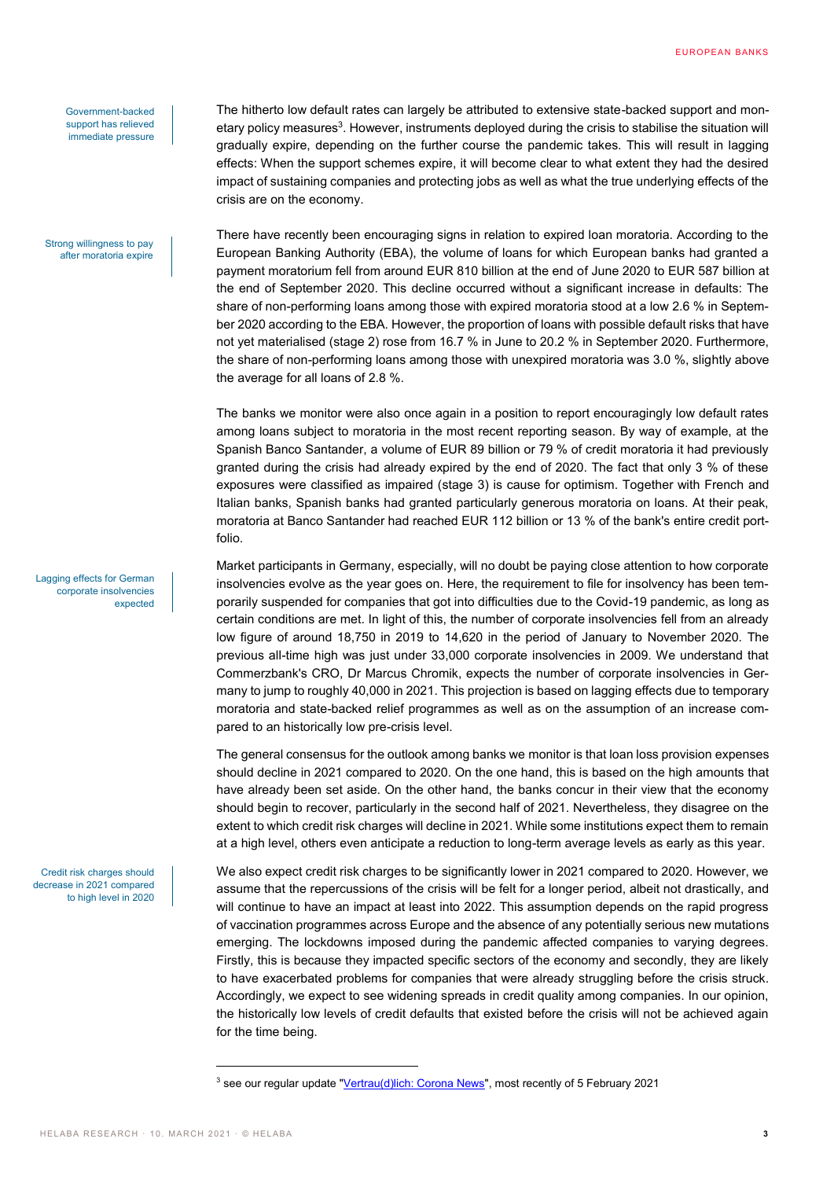Government-backed support has relieved immediate pressure

The hitherto low default rates can largely be attributed to extensive state-backed support and monetary policy measures[3]. However, instruments deployed during the crisis to stabilise the situation will gradually expire, depending on the further course the pandemic takes. This will result in lagging effects: When the support schemes expire, it will become clear to what extent they had the desired impact of sustaining companies and protecting jobs as well as what the true underlying effects of the crisis are on the economy.

Strong willingness to pay after moratoria expire

There have recently been encouraging signs in relation to expired loan moratoria. According to the European Banking Authority (EBA), the volume of loans for which European banks had granted a payment moratorium fell from around EUR 810 billion at the end of June 2020 to EUR 587 billion at the end of September 2020. This decline occurred without a significant increase in defaults: The share of non-performing loans among those with expired moratoria stood at a low 2.6 % in September 2020 according to the EBA. However, the proportion of loans with possible default risks that have not yet materialised (stage 2) rose from 16.7 % in June to 20.2 % in September 2020. Furthermore, the share of non-performing loans among those with unexpired moratoria was 3.0 %, slightly above the average for all loans of 2.8 %.

The banks we monitor were also once again in a position to report encouragingly low default rates among loans subject to moratoria in the most recent reporting season. By way of example, at the Spanish Banco Santander, a volume of EUR 89 billion or 79 % of credit moratoria it had previously granted during the crisis had already expired by the end of 2020. The fact that only 3 % of these exposures were classified as impaired (stage 3) is cause for optimism. Together with French and Italian banks, Spanish banks had granted particularly generous moratoria on loans. At their peak, moratoria at Banco Santander had reached EUR 112 billion or 13 % of the bank's entire credit portfolio.

Lagging effects for German corporate insolvencies expected

Market participants in Germany, especially, will no doubt be paying close attention to how corporate insolvencies evolve as the year goes on. Here, the requirement to file for insolvency has been temporarily suspended for companies that got into difficulties due to the Covid-19 pandemic, as long as certain conditions are met. In light of this, the number of corporate insolvencies fell from an already low figure of around 18,750 in 2019 to 14,620 in the period of January to November 2020. The previous all-time high was just under 33,000 corporate insolvencies in 2009. We understand that Commerzbank's CRO, Dr Marcus Chromik, expects the number of corporate insolvencies in Germany to jump to roughly 40,000 in 2021. This projection is based on lagging effects due to temporary moratoria and state-backed relief programmes as well as on the assumption of an increase compared to an historically low pre-crisis level.

The general consensus for the outlook among banks we monitor is that loan loss provision expenses should decline in 2021 compared to 2020. On the one hand, this is based on the high amounts that have already been set aside. On the other hand, the banks concur in their view that the economy should begin to recover, particularly in the second half of 2021. Nevertheless, they disagree on the extent to which credit risk charges will decline in 2021. While some institutions expect them to remain at a high level, others even anticipate a reduction to long-term average levels as early as this year.

Credit risk charges should decrease in 2021 compared to high level in 2020

We also expect credit risk charges to be significantly lower in 2021 compared to 2020. However, we assume that the repercussions of the crisis will be felt for a longer period, albeit not drastically, and will continue to have an impact at least into 2022. This assumption depends on the rapid progress of vaccination programmes across Europe and the absence of any potentially serious new mutations emerging. The lockdowns imposed during the pandemic affected companies to varying degrees. Firstly, this is because they impacted specific sectors of the economy and secondly, they are likely to have exacerbated problems for companies that were already struggling before the crisis struck. Accordingly, we expect to see widening spreads in credit quality among companies. In our opinion, the historically low levels of credit defaults that existed before the crisis will not be achieved again for the time being.

[3] see our regular update "Vertrau(d)lich: Corona News", most recently of 5 February 2021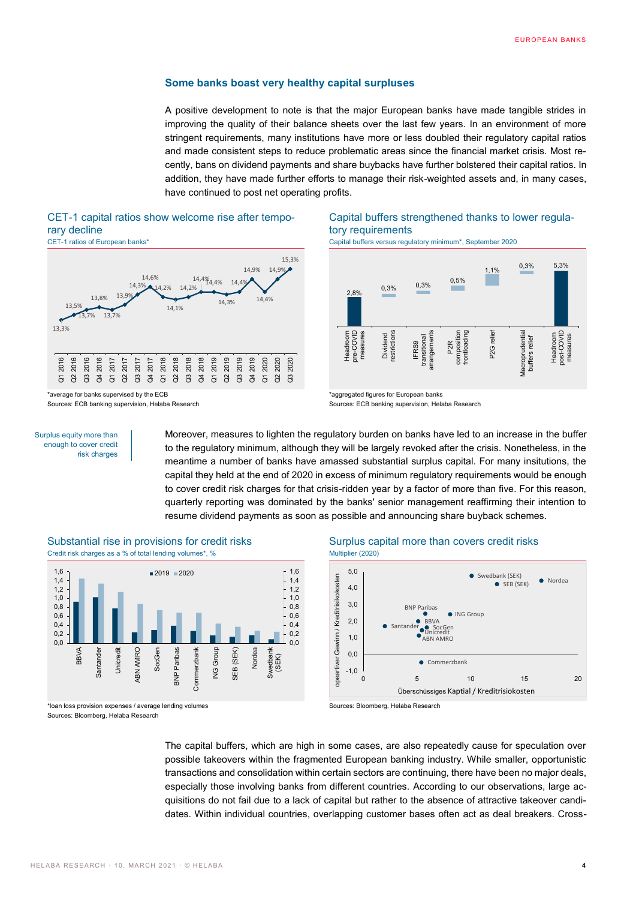### Some banks boast very healthy capital surpluses

A positive development to note is that the major European banks have made tangible strides in improving the quality of their balance sheets over the last few years. In an environment of more stringent requirements, many institutions have more or less doubled their regulatory capital ratios and made consistent steps to reduce problematic areas since the financial market crisis. Most recently, bans on dividend payments and share buybacks have further bolstered their capital ratios. In addition, they have made further efforts to manage their risk-weighted assets and, in many cases, have continued to post net operating profits.

**CET-1 capital ratios show welcome rise after temporary decline**

CET-1 ratios of European banks*

| Quarter | CET-1 ratio |
|---|---|
| Q1 2016 | 13,3% |
| Q2 2016 | 13,5% |
| Q3 2016 | 13,7% |
| Q4 2016 | 13,8% |
| Q1 2017 | 13,7% |
| Q2 2017 | 13,9% |
| Q3 2017 | 14,3% |
| Q4 2017 | 14,6% |
| Q1 2018 | 14,2% |
| Q2 2018 | 14,1% |
| Q3 2018 | 14,2% |
| Q4 2018 | 14,4% |
| Q1 2019 | 14,4% |
| Q2 2019 | 14,3% |
| Q3 2019 | 14,4% |
| Q4 2019 | 14,9% |
| Q1 2020 | 14,4% |
| Q2 2020 | 14,9% |
| Q3 2020 | 15,3% |

*average for banks supervised by the ECB
Sources: ECB banking supervision, Helaba Research

**Capital buffers strengthened thanks to lower regulatory requirements**

Capital buffers versus regulatory minimum*, September 2020

| Component | Value |
|---|---|
| Headroom pre-COVID measures | 2,8% |
| Dividend restrictions | 0,3% |
| IFRS9 transitional arrangements | 0,3% |
| P2R composition frontloading | 0,5% |
| P2G relief | 1,1% |
| Macroprudential buffers relief | 0,3% |
| Headroom post-COVID measures | 5,3% |

*aggregated figures for European banks
Sources: ECB banking supervision, Helaba Research

*Surplus equity more than enough to cover credit risk charges*

Moreover, measures to lighten the regulatory burden on banks have led to an increase in the buffer to the regulatory minimum, although they will be largely revoked after the crisis. Nonetheless, in the meantime a number of banks have amassed substantial surplus capital. For many insitutions, the capital they held at the end of 2020 in excess of minimum regulatory requirements would be enough to cover credit risk charges for that crisis-ridden year by a factor of more than five. For this reason, quarterly reporting was dominated by the banks' senior management reaffirming their intention to resume dividend payments as soon as possible and announcing share buyback schemes.

**Substantial rise in provisions for credit risks**

Credit risk charges as a % of total lending volumes*, %

Banks shown (2019 and 2020): BBVA, Santander, Unicredit, ABN AMRO, SocGen, BNP Paribas, Commerzbank, ING Group, SEB (SEK), Nordea, Swedbank (SEK)

*loan loss provision expenses / average lending volumes
Sources: Bloomberg, Helaba Research

**Surplus capital more than covers credit risks**

Multiplier (2020)

Y-axis: opeartiver Gewinn / Kreditrisikokosten; X-axis: Überschüssiges Kaptial / Kreditrisikosten

Banks shown: Swedbank (SEK), SEB (SEK), Nordea, BNP Paribas, ING Group, BBVA, Santander, SocGen, Unicredit, ABN AMRO, Commerzbank

Sources: Bloomberg, Helaba Research

The capital buffers, which are high in some cases, are also repeatedly cause for speculation over possible takeovers within the fragmented European banking industry. While smaller, opportunistic transactions and consolidation within certain sectors are continuing, there have been no major deals, especially those involving banks from different countries. According to our observations, large acquisitions do not fail due to a lack of capital but rather to the absence of attractive takeover candidates. Within individual countries, overlapping customer bases often act as deal breakers. Cross-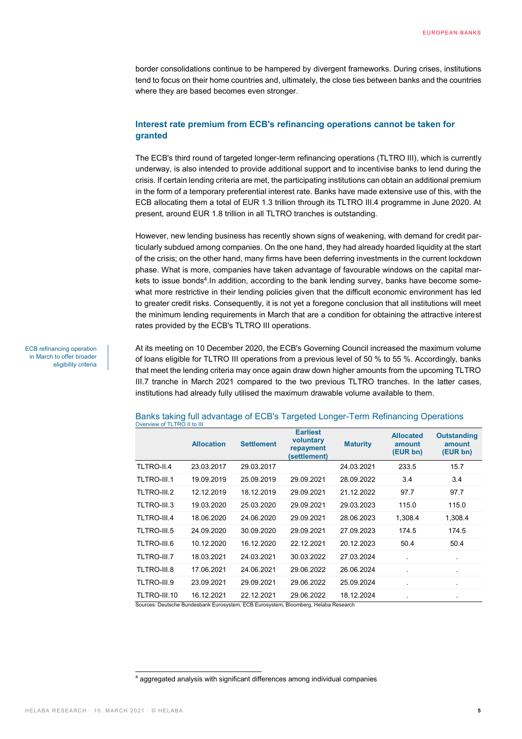border consolidations continue to be hampered by divergent frameworks. During crises, institutions tend to focus on their home countries and, ultimately, the close ties between banks and the countries where they are based becomes even stronger.

## Interest rate premium from ECB's refinancing operations cannot be taken for granted

The ECB's third round of targeted longer-term refinancing operations (TLTRO III), which is currently underway, is also intended to provide additional support and to incentivise banks to lend during the crisis. If certain lending criteria are met, the participating institutions can obtain an additional premium in the form of a temporary preferential interest rate. Banks have made extensive use of this, with the ECB allocating them a total of EUR 1.3 trillion through its TLTRO III.4 programme in June 2020. At present, around EUR 1.8 trillion in all TLTRO tranches is outstanding.

However, new lending business has recently shown signs of weakening, with demand for credit particularly subdued among companies. On the one hand, they had already hoarded liquidity at the start of the crisis; on the other hand, many firms have been deferring investments in the current lockdown phase. What is more, companies have taken advantage of favourable windows on the capital markets to issue bonds[4].In addition, according to the bank lending survey, banks have become somewhat more restrictive in their lending policies given that the difficult economic environment has led to greater credit risks. Consequently, it is not yet a foregone conclusion that all institutions will meet the minimum lending requirements in March that are a condition for obtaining the attractive interest rates provided by the ECB's TLTRO III operations.

ECB refinancing operation in March to offer broader eligibility criteria

At its meeting on 10 December 2020, the ECB's Governing Council increased the maximum volume of loans eligible for TLTRO III operations from a previous level of 50 % to 55 %. Accordingly, banks that meet the lending criteria may once again draw down higher amounts from the upcoming TLTRO III.7 tranche in March 2021 compared to the two previous TLTRO tranches. In the latter cases, institutions had already fully utilised the maximum drawable volume available to them.

Banks taking full advantage of ECB's Targeted Longer-Term Refinancing Operations

Overview of TLTRO II to III

| | Allocation | Settlement | Earliest voluntary repayment (settlement) | Maturity | Allocated amount (EUR bn) | Outstanding amount (EUR bn) |
|---|---|---|---|---|---|---|
| TLTRO-II.4 | 23.03.2017 | 29.03.2017 | | 24.03.2021 | 233.5 | 15.7 |
| TLTRO-III.1 | 19.09.2019 | 25.09.2019 | 29.09.2021 | 28.09.2022 | 3.4 | 3.4 |
| TLTRO-III.2 | 12.12.2019 | 18.12.2019 | 29.09.2021 | 21.12.2022 | 97.7 | 97.7 |
| TLTRO-III.3 | 19.03.2020 | 25.03.2020 | 29.09.2021 | 29.03.2023 | 115.0 | 115.0 |
| TLTRO-III.4 | 18.06.2020 | 24.06.2020 | 29.09.2021 | 28.06.2023 | 1,308.4 | 1,308.4 |
| TLTRO-III.5 | 24.09.2020 | 30.09.2020 | 29.09.2021 | 27.09.2023 | 174.5 | 174.5 |
| TLTRO-III.6 | 10.12.2020 | 16.12.2020 | 22.12.2021 | 20.12.2023 | 50.4 | 50.4 |
| TLTRO-III.7 | 18.03.2021 | 24.03.2021 | 30.03.2022 | 27.03.2024 | . | . |
| TLTRO-III.8 | 17.06.2021 | 24.06.2021 | 29.06.2022 | 26.06.2024 | . | . |
| TLTRO-III.9 | 23.09.2021 | 29.09.2021 | 29.06.2022 | 25.09.2024 | . | . |
| TLTRO-III.10 | 16.12.2021 | 22.12.2021 | 29.06.2022 | 18.12.2024 | . | . |

Sources: Deutsche Bundesbank Eurosystem, ECB Eurosystem, Bloomberg, Helaba Research

[4] aggregated analysis with significant differences among individual companies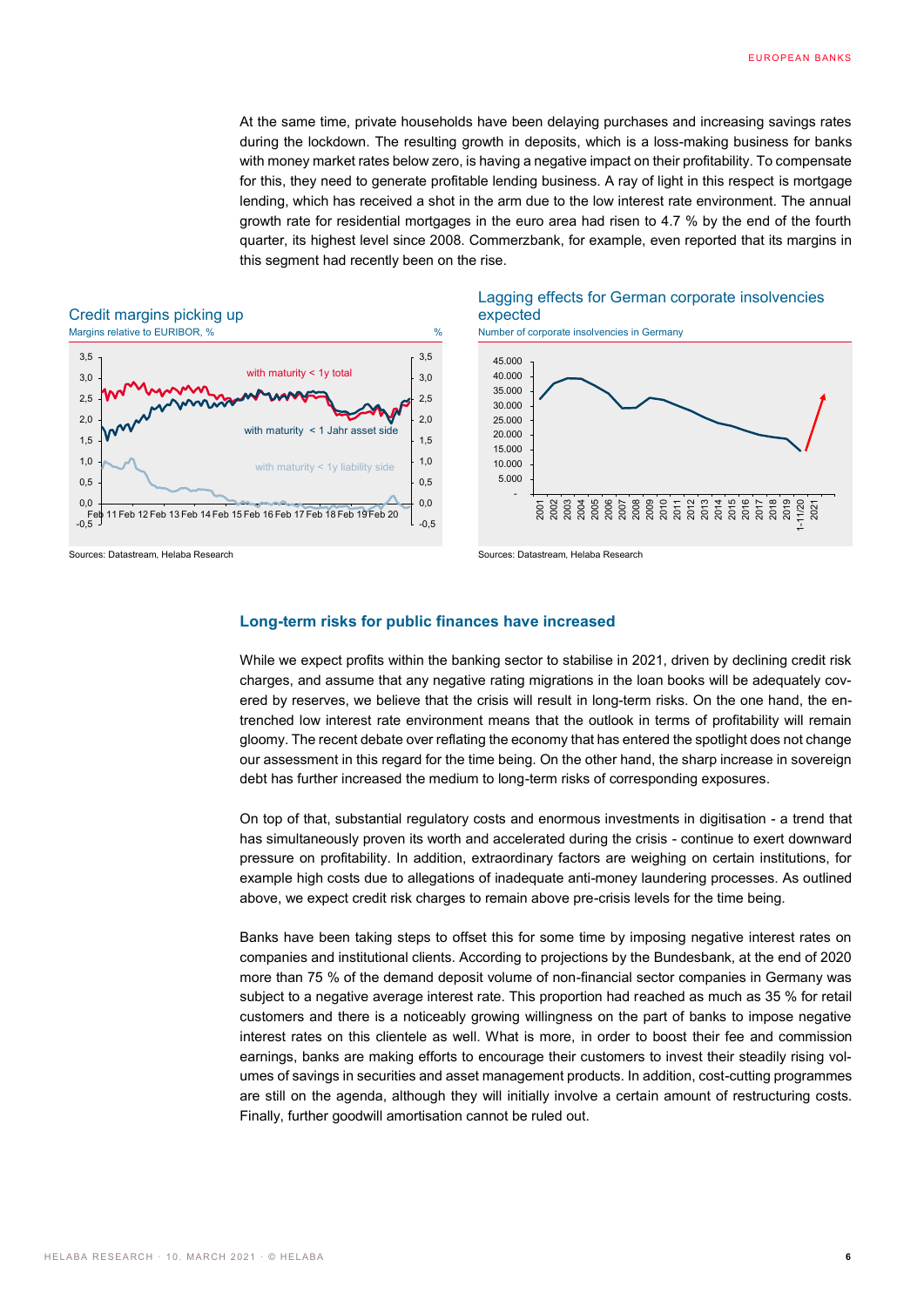At the same time, private households have been delaying purchases and increasing savings rates during the lockdown. The resulting growth in deposits, which is a loss-making business for banks with money market rates below zero, is having a negative impact on their profitability. To compensate for this, they need to generate profitable lending business. A ray of light in this respect is mortgage lending, which has received a shot in the arm due to the low interest rate environment. The annual growth rate for residential mortgages in the euro area had risen to 4.7 % by the end of the fourth quarter, its highest level since 2008. Commerzbank, for example, even reported that its margins in this segment had recently been on the rise.

**Credit margins picking up**

Margins relative to EURIBOR, %

Sources: Datastream, Helaba Research

**Lagging effects for German corporate insolvencies expected**

Number of corporate insolvencies in Germany

Sources: Datastream, Helaba Research

## Long-term risks for public finances have increased

While we expect profits within the banking sector to stabilise in 2021, driven by declining credit risk charges, and assume that any negative rating migrations in the loan books will be adequately covered by reserves, we believe that the crisis will result in long-term risks. On the one hand, the entrenched low interest rate environment means that the outlook in terms of profitability will remain gloomy. The recent debate over reflating the economy that has entered the spotlight does not change our assessment in this regard for the time being. On the other hand, the sharp increase in sovereign debt has further increased the medium to long-term risks of corresponding exposures.

On top of that, substantial regulatory costs and enormous investments in digitisation - a trend that has simultaneously proven its worth and accelerated during the crisis - continue to exert downward pressure on profitability. In addition, extraordinary factors are weighing on certain institutions, for example high costs due to allegations of inadequate anti-money laundering processes. As outlined above, we expect credit risk charges to remain above pre-crisis levels for the time being.

Banks have been taking steps to offset this for some time by imposing negative interest rates on companies and institutional clients. According to projections by the Bundesbank, at the end of 2020 more than 75 % of the demand deposit volume of non-financial sector companies in Germany was subject to a negative average interest rate. This proportion had reached as much as 35 % for retail customers and there is a noticeably growing willingness on the part of banks to impose negative interest rates on this clientele as well. What is more, in order to boost their fee and commission earnings, banks are making efforts to encourage their customers to invest their steadily rising volumes of savings in securities and asset management products. In addition, cost-cutting programmes are still on the agenda, although they will initially involve a certain amount of restructuring costs. Finally, further goodwill amortisation cannot be ruled out.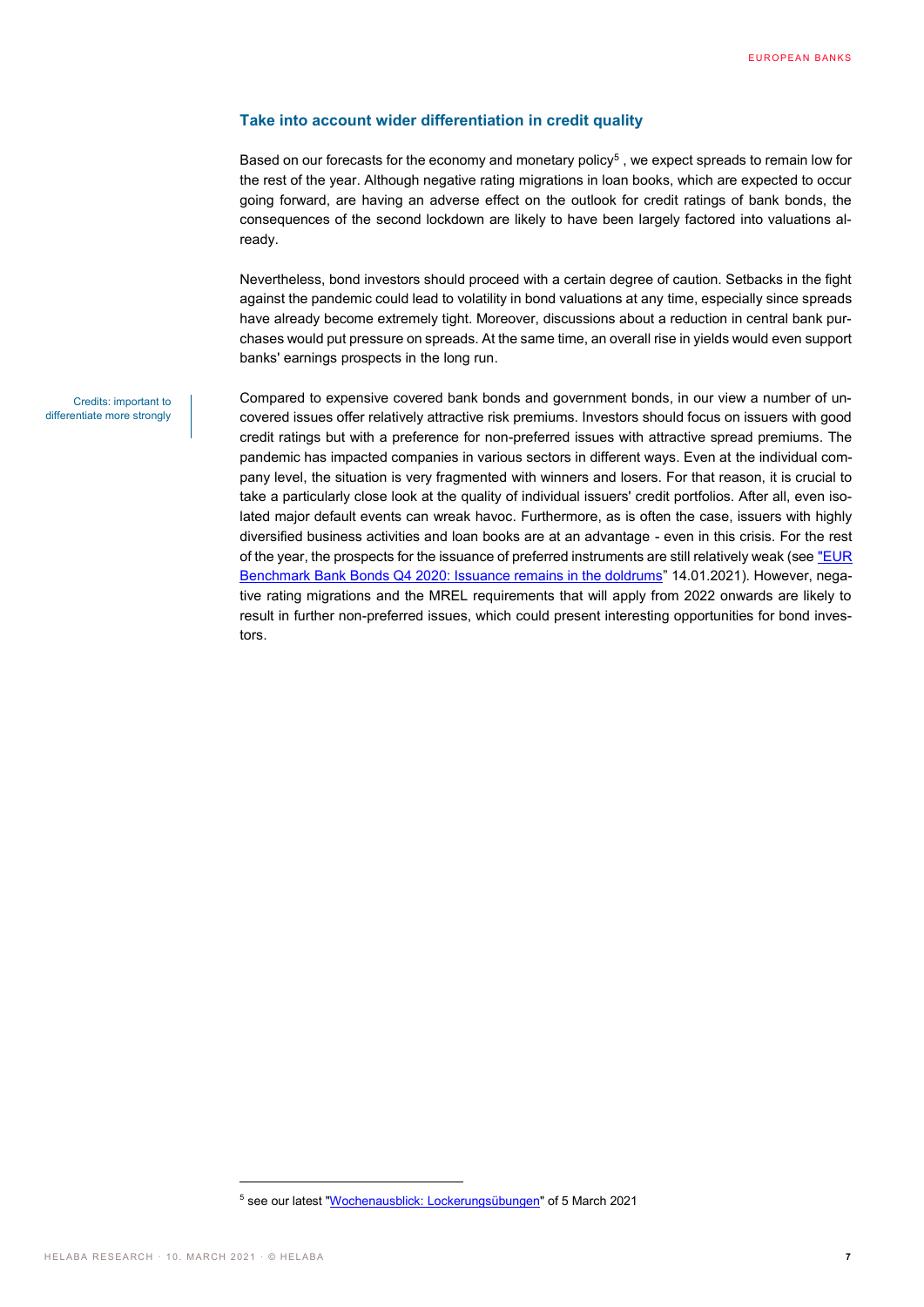## Take into account wider differentiation in credit quality

Based on our forecasts for the economy and monetary policy[5], we expect spreads to remain low for the rest of the year. Although negative rating migrations in loan books, which are expected to occur going forward, are having an adverse effect on the outlook for credit ratings of bank bonds, the consequences of the second lockdown are likely to have been largely factored into valuations already.

Nevertheless, bond investors should proceed with a certain degree of caution. Setbacks in the fight against the pandemic could lead to volatility in bond valuations at any time, especially since spreads have already become extremely tight. Moreover, discussions about a reduction in central bank purchases would put pressure on spreads. At the same time, an overall rise in yields would even support banks' earnings prospects in the long run.

Credits: important to differentiate more strongly

Compared to expensive covered bank bonds and government bonds, in our view a number of uncovered issues offer relatively attractive risk premiums. Investors should focus on issuers with good credit ratings but with a preference for non-preferred issues with attractive spread premiums. The pandemic has impacted companies in various sectors in different ways. Even at the individual company level, the situation is very fragmented with winners and losers. For that reason, it is crucial to take a particularly close look at the quality of individual issuers' credit portfolios. After all, even isolated major default events can wreak havoc. Furthermore, as is often the case, issuers with highly diversified business activities and loan books are at an advantage - even in this crisis. For the rest of the year, the prospects for the issuance of preferred instruments are still relatively weak (see "EUR Benchmark Bank Bonds Q4 2020: Issuance remains in the doldrums" 14.01.2021). However, negative rating migrations and the MREL requirements that will apply from 2022 onwards are likely to result in further non-preferred issues, which could present interesting opportunities for bond investors.

[5] see our latest "Wochenausblick: Lockerungsübungen" of 5 March 2021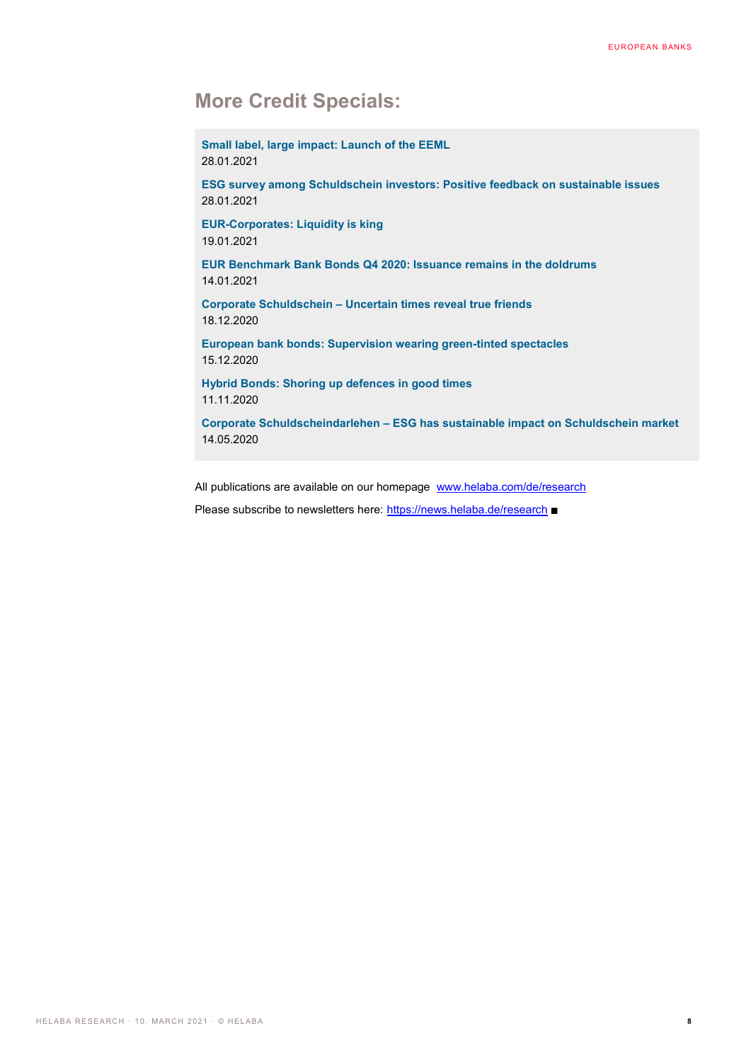## More Credit Specials:

**Small label, large impact: Launch of the EEML**
28.01.2021

**ESG survey among Schuldschein investors: Positive feedback on sustainable issues**
28.01.2021

**EUR-Corporates: Liquidity is king**
19.01.2021

**EUR Benchmark Bank Bonds Q4 2020: Issuance remains in the doldrums**
14.01.2021

**Corporate Schuldschein – Uncertain times reveal true friends**
18.12.2020

**European bank bonds: Supervision wearing green-tinted spectacles**
15.12.2020

**Hybrid Bonds: Shoring up defences in good times**
11.11.2020

**Corporate Schuldscheindarlehen – ESG has sustainable impact on Schuldschein market**
14.05.2020

All publications are available on our homepage www.helaba.com/de/research

Please subscribe to newsletters here: https://news.helaba.de/research ■